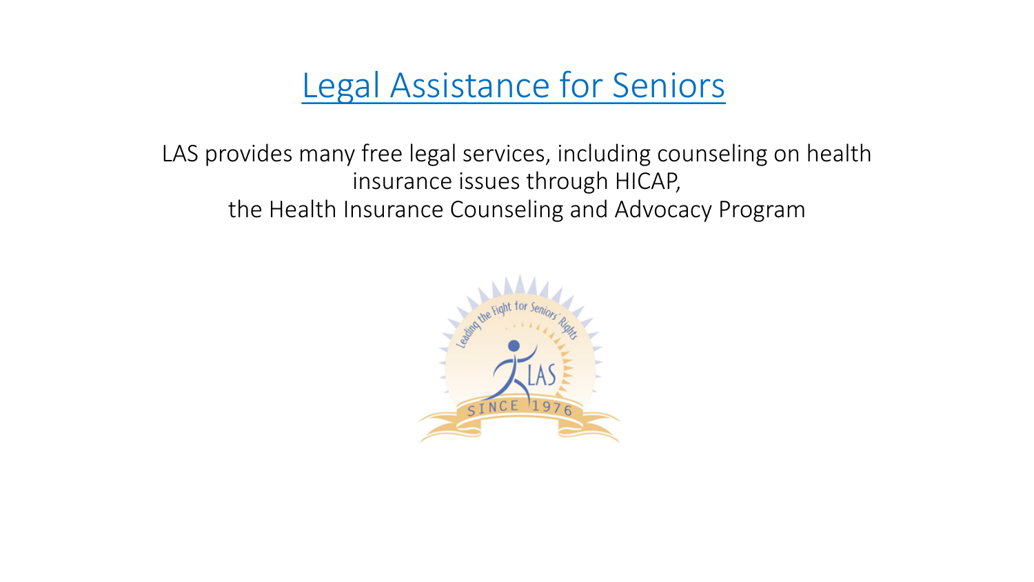# [Legal Assistance for Seniors]()

LAS provides many free legal services, including counseling on health insurance issues through HICAP,
the Health Insurance Counseling and Advocacy Program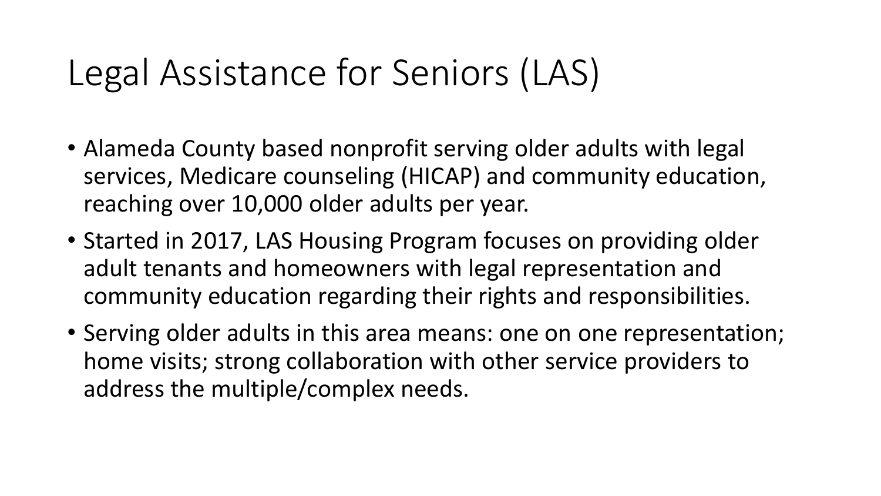# Legal Assistance for Seniors (LAS)

- Alameda County based nonprofit serving older adults with legal services, Medicare counseling (HICAP) and community education, reaching over 10,000 older adults per year.
- Started in 2017, LAS Housing Program focuses on providing older adult tenants and homeowners with legal representation and community education regarding their rights and responsibilities.
- Serving older adults in this area means: one on one representation; home visits; strong collaboration with other service providers to address the multiple/complex needs.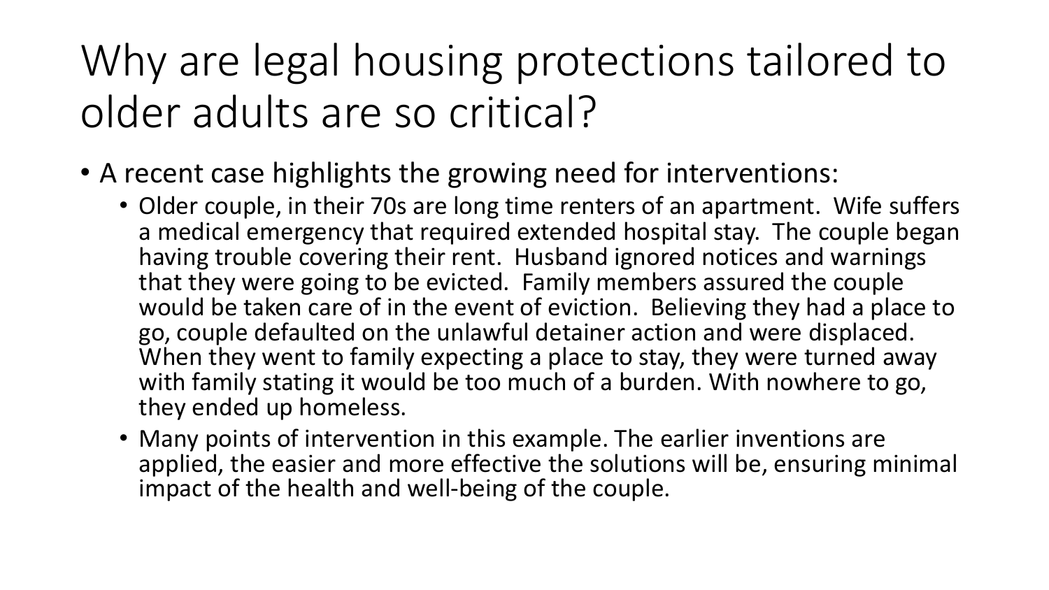# Why are legal housing protections tailored to older adults are so critical?

- A recent case highlights the growing need for interventions:
  - Older couple, in their 70s are long time renters of an apartment. Wife suffers a medical emergency that required extended hospital stay. The couple began having trouble covering their rent. Husband ignored notices and warnings that they were going to be evicted. Family members assured the couple would be taken care of in the event of eviction. Believing they had a place to go, couple defaulted on the unlawful detainer action and were displaced. When they went to family expecting a place to stay, they were turned away with family stating it would be too much of a burden. With nowhere to go, they ended up homeless.
  - Many points of intervention in this example. The earlier inventions are applied, the easier and more effective the solutions will be, ensuring minimal impact of the health and well-being of the couple.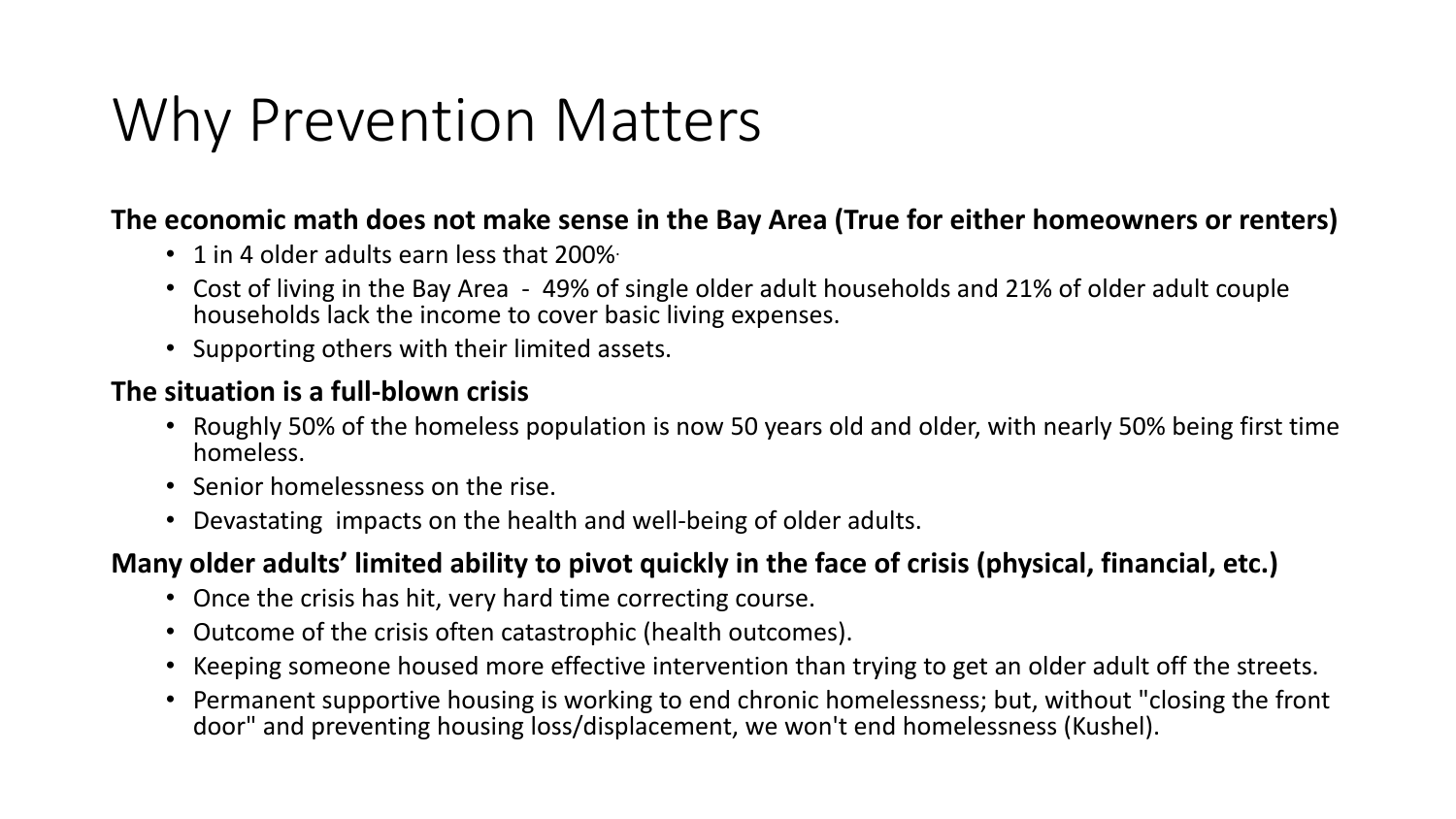# Why Prevention Matters

**The economic math does not make sense in the Bay Area (True for either homeowners or renters)**

- 1 in 4 older adults earn less that 200%.
- Cost of living in the Bay Area - 49% of single older adult households and 21% of older adult couple households lack the income to cover basic living expenses.
- Supporting others with their limited assets.

**The situation is a full-blown crisis**

- Roughly 50% of the homeless population is now 50 years old and older, with nearly 50% being first time homeless.
- Senior homelessness on the rise.
- Devastating impacts on the health and well-being of older adults.

**Many older adults' limited ability to pivot quickly in the face of crisis (physical, financial, etc.)**

- Once the crisis has hit, very hard time correcting course.
- Outcome of the crisis often catastrophic (health outcomes).
- Keeping someone housed more effective intervention than trying to get an older adult off the streets.
- Permanent supportive housing is working to end chronic homelessness; but, without "closing the front door" and preventing housing loss/displacement, we won't end homelessness (Kushel).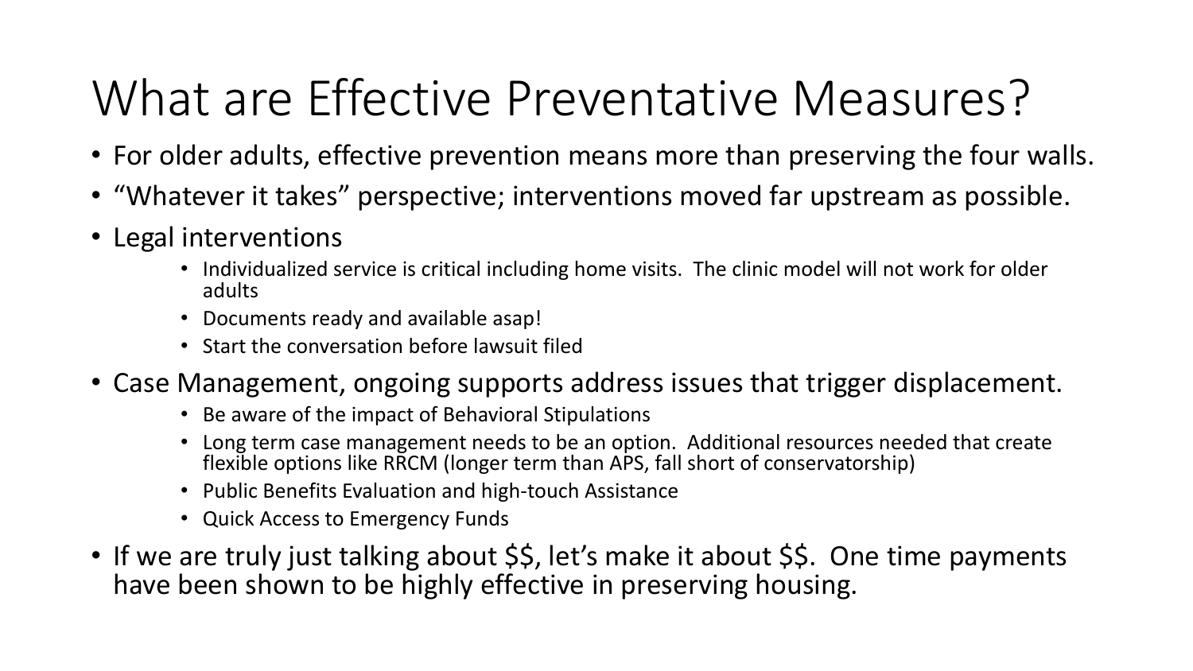# What are Effective Preventative Measures?

- For older adults, effective prevention means more than preserving the four walls.
- "Whatever it takes" perspective; interventions moved far upstream as possible.
- Legal interventions
  - Individualized service is critical including home visits. The clinic model will not work for older adults
  - Documents ready and available asap!
  - Start the conversation before lawsuit filed
- Case Management, ongoing supports address issues that trigger displacement.
  - Be aware of the impact of Behavioral Stipulations
  - Long term case management needs to be an option. Additional resources needed that create flexible options like RRCM (longer term than APS, fall short of conservatorship)
  - Public Benefits Evaluation and high-touch Assistance
  - Quick Access to Emergency Funds
- If we are truly just talking about $$, let's make it about $$. One time payments have been shown to be highly effective in preserving housing.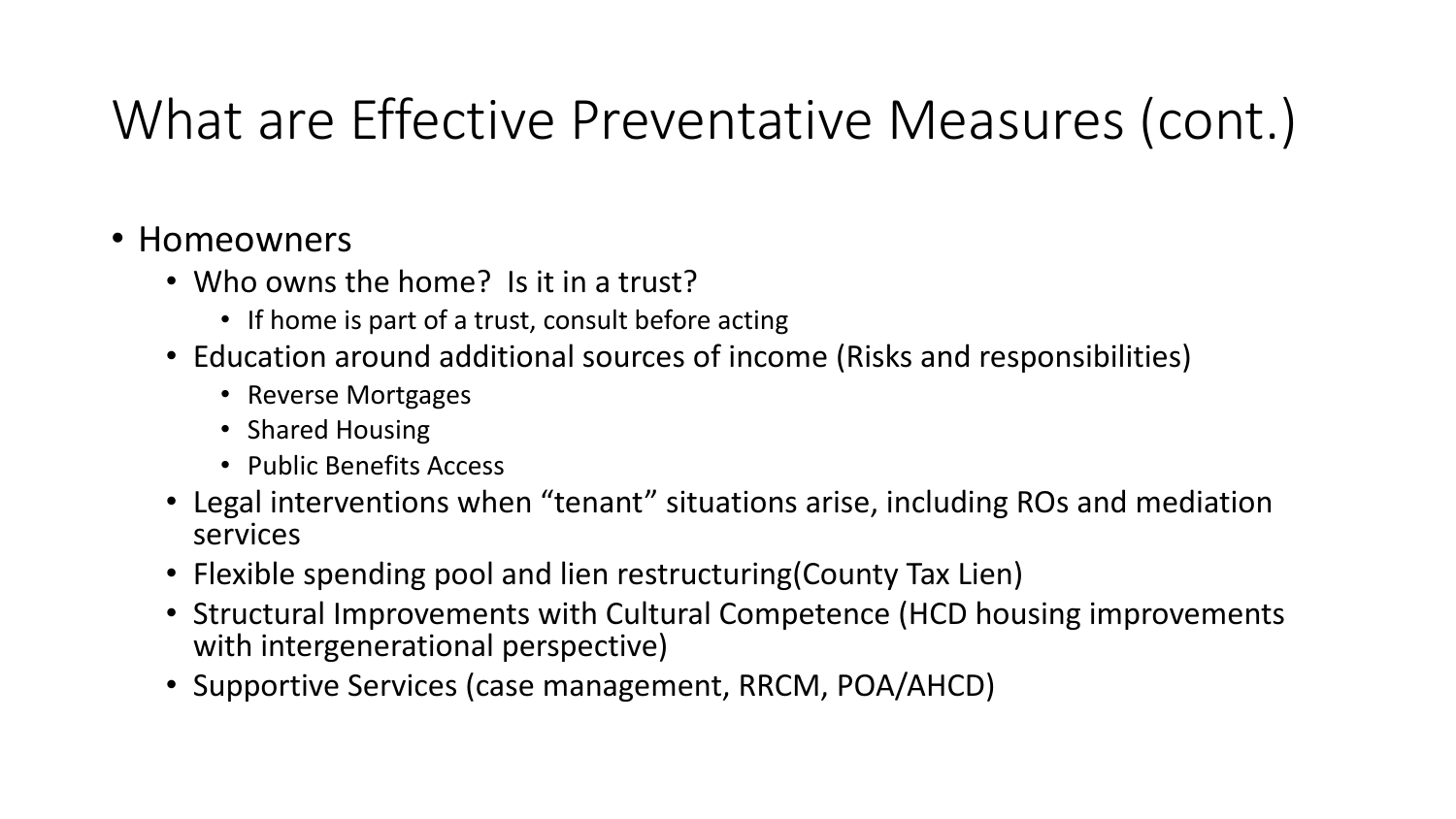# What are Effective Preventative Measures (cont.)

- Homeowners
  - Who owns the home?  Is it in a trust?
    - If home is part of a trust, consult before acting
  - Education around additional sources of income (Risks and responsibilities)
    - Reverse Mortgages
    - Shared Housing
    - Public Benefits Access
  - Legal interventions when “tenant” situations arise, including ROs and mediation services
  - Flexible spending pool and lien restructuring(County Tax Lien)
  - Structural Improvements with Cultural Competence (HCD housing improvements with intergenerational perspective)
  - Supportive Services (case management, RRCM, POA/AHCD)